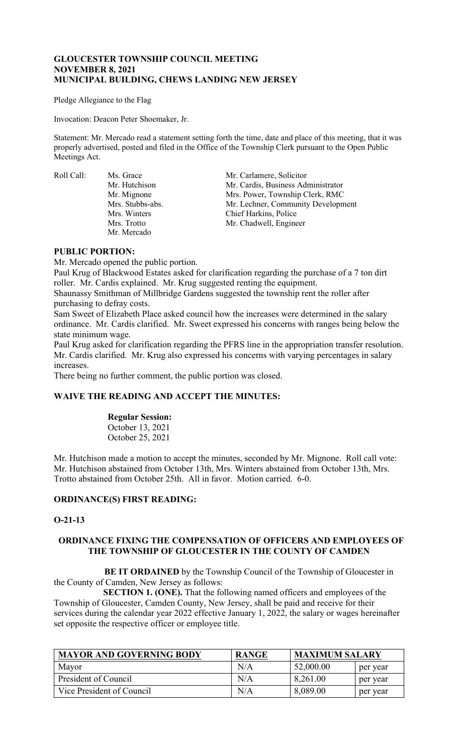# GLOUCESTER TOWNSHIP COUNCIL MEETING
# NOVEMBER 8, 2021
# MUNICIPAL BUILDING, CHEWS LANDING NEW JERSEY

Pledge Allegiance to the Flag

Invocation: Deacon Peter Shoemaker, Jr.

Statement: Mr. Mercado read a statement setting forth the time, date and place of this meeting, that it was properly advertised, posted and filed in the Office of the Township Clerk pursuant to the Open Public Meetings Act.

| Roll Call: | | |
|---|---|---|
| | Ms. Grace | Mr. Carlamere, Solicitor |
| | Mr. Hutchison | Mr. Cardis, Business Administrator |
| | Mr. Mignone | Mrs. Power, Township Clerk, RMC |
| | Mrs. Stubbs-abs. | Mr. Lechner, Community Development |
| | Mrs. Winters | Chief Harkins, Police |
| | Mrs. Trotto | Mr. Chadwell, Engineer |
| | Mr. Mercado | |

## PUBLIC PORTION:

Mr. Mercado opened the public portion.

Paul Krug of Blackwood Estates asked for clarification regarding the purchase of a 7 ton dirt roller. Mr. Cardis explained. Mr. Krug suggested renting the equipment.

Shaunassy Smithman of Millbridge Gardens suggested the township rent the roller after purchasing to defray costs.

Sam Sweet of Elizabeth Place asked council how the increases were determined in the salary ordinance. Mr. Cardis clarified. Mr. Sweet expressed his concerns with ranges being below the state minimum wage.

Paul Krug asked for clarification regarding the PFRS line in the appropriation transfer resolution. Mr. Cardis clarified. Mr. Krug also expressed his concerns with varying percentages in salary increases.

There being no further comment, the public portion was closed.

## WAIVE THE READING AND ACCEPT THE MINUTES:

**Regular Session:**
October 13, 2021
October 25, 2021

Mr. Hutchison made a motion to accept the minutes, seconded by Mr. Mignone. Roll call vote: Mr. Hutchison abstained from October 13th, Mrs. Winters abstained from October 13th, Mrs. Trotto abstained from October 25th. All in favor. Motion carried. 6-0.

## ORDINANCE(S) FIRST READING:

## O-21-13

### ORDINANCE FIXING THE COMPENSATION OF OFFICERS AND EMPLOYEES OF THE TOWNSHIP OF GLOUCESTER IN THE COUNTY OF CAMDEN

**BE IT ORDAINED** by the Township Council of the Township of Gloucester in the County of Camden, New Jersey as follows:

**SECTION 1. (ONE).** That the following named officers and employees of the Township of Gloucester, Camden County, New Jersey, shall be paid and receive for their services during the calendar year 2022 effective January 1, 2022, the salary or wages hereinafter set opposite the respective officer or employee title.

| MAYOR AND GOVERNING BODY | RANGE | MAXIMUM SALARY | |
|---|---|---|---|
| Mayor | N/A | 52,000.00 | per year |
| President of Council | N/A | 8,261.00 | per year |
| Vice President of Council | N/A | 8,089.00 | per year |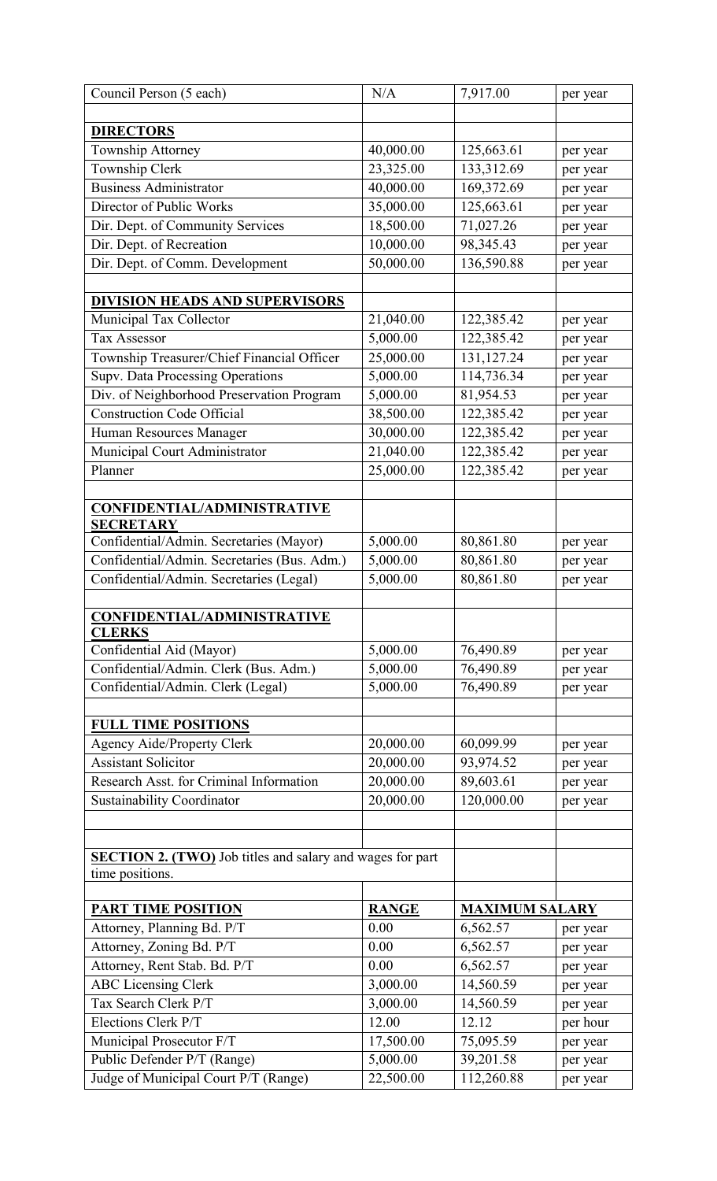| Council Person (5 each) | N/A | 7,917.00 | per year |
|---|---|---|---|
| | | | |
| **DIRECTORS** | | | |
| Township Attorney | 40,000.00 | 125,663.61 | per year |
| Township Clerk | 23,325.00 | 133,312.69 | per year |
| Business Administrator | 40,000.00 | 169,372.69 | per year |
| Director of Public Works | 35,000.00 | 125,663.61 | per year |
| Dir. Dept. of Community Services | 18,500.00 | 71,027.26 | per year |
| Dir. Dept. of Recreation | 10,000.00 | 98,345.43 | per year |
| Dir. Dept. of Comm. Development | 50,000.00 | 136,590.88 | per year |
| | | | |
| **DIVISION HEADS AND SUPERVISORS** | | | |
| Municipal Tax Collector | 21,040.00 | 122,385.42 | per year |
| Tax Assessor | 5,000.00 | 122,385.42 | per year |
| Township Treasurer/Chief Financial Officer | 25,000.00 | 131,127.24 | per year |
| Supv. Data Processing Operations | 5,000.00 | 114,736.34 | per year |
| Div. of Neighborhood Preservation Program | 5,000.00 | 81,954.53 | per year |
| Construction Code Official | 38,500.00 | 122,385.42 | per year |
| Human Resources Manager | 30,000.00 | 122,385.42 | per year |
| Municipal Court Administrator | 21,040.00 | 122,385.42 | per year |
| Planner | 25,000.00 | 122,385.42 | per year |
| | | | |
| **CONFIDENTIAL/ADMINISTRATIVE SECRETARY** | | | |
| Confidential/Admin. Secretaries (Mayor) | 5,000.00 | 80,861.80 | per year |
| Confidential/Admin. Secretaries (Bus. Adm.) | 5,000.00 | 80,861.80 | per year |
| Confidential/Admin. Secretaries (Legal) | 5,000.00 | 80,861.80 | per year |
| | | | |
| **CONFIDENTIAL/ADMINISTRATIVE CLERKS** | | | |
| Confidential Aid (Mayor) | 5,000.00 | 76,490.89 | per year |
| Confidential/Admin. Clerk (Bus. Adm.) | 5,000.00 | 76,490.89 | per year |
| Confidential/Admin. Clerk (Legal) | 5,000.00 | 76,490.89 | per year |
| | | | |
| **FULL TIME POSITIONS** | | | |
| Agency Aide/Property Clerk | 20,000.00 | 60,099.99 | per year |
| Assistant Solicitor | 20,000.00 | 93,974.52 | per year |
| Research Asst. for Criminal Information | 20,000.00 | 89,603.61 | per year |
| Sustainability Coordinator | 20,000.00 | 120,000.00 | per year |
| | | | |
| | | | |
| **SECTION 2. (TWO)** Job titles and salary and wages for part time positions. | | | |
| | | | |
| **PART TIME POSITION** | **RANGE** | **MAXIMUM SALARY** | |
| Attorney, Planning Bd. P/T | 0.00 | 6,562.57 | per year |
| Attorney, Zoning Bd. P/T | 0.00 | 6,562.57 | per year |
| Attorney, Rent Stab. Bd. P/T | 0.00 | 6,562.57 | per year |
| ABC Licensing Clerk | 3,000.00 | 14,560.59 | per year |
| Tax Search Clerk P/T | 3,000.00 | 14,560.59 | per year |
| Elections Clerk P/T | 12.00 | 12.12 | per hour |
| Municipal Prosecutor F/T | 17,500.00 | 75,095.59 | per year |
| Public Defender P/T (Range) | 5,000.00 | 39,201.58 | per year |
| Judge of Municipal Court P/T (Range) | 22,500.00 | 112,260.88 | per year |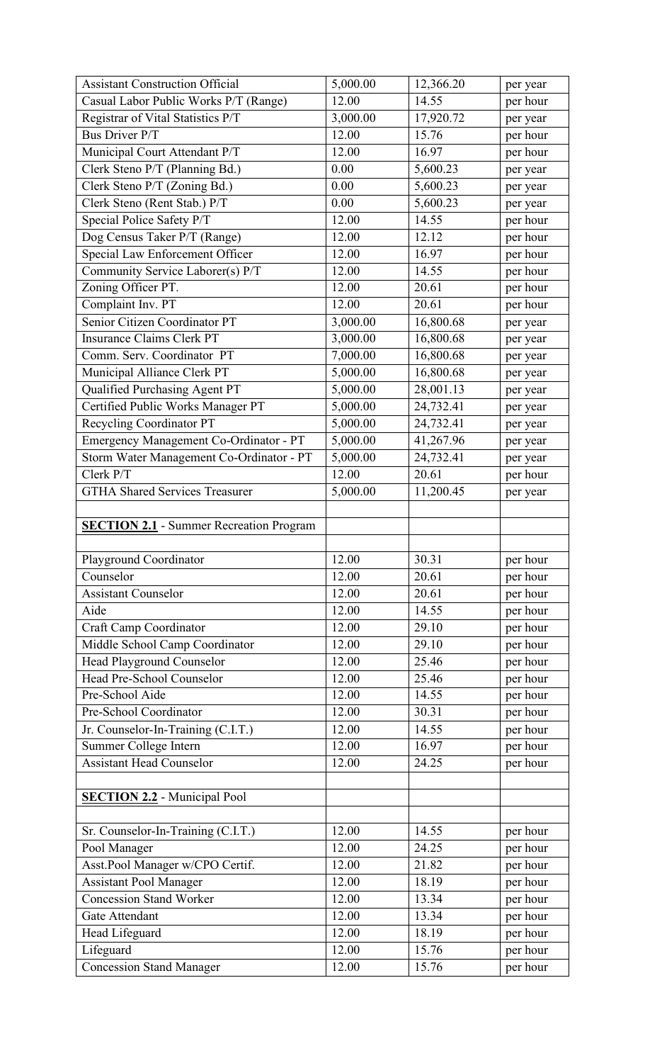| Assistant Construction Official | 5,000.00 | 12,366.20 | per year |
|---|---|---|---|
| Casual Labor Public Works P/T (Range) | 12.00 | 14.55 | per hour |
| Registrar of Vital Statistics P/T | 3,000.00 | 17,920.72 | per year |
| Bus Driver P/T | 12.00 | 15.76 | per hour |
| Municipal Court Attendant P/T | 12.00 | 16.97 | per hour |
| Clerk Steno P/T (Planning Bd.) | 0.00 | 5,600.23 | per year |
| Clerk Steno P/T (Zoning Bd.) | 0.00 | 5,600.23 | per year |
| Clerk Steno (Rent Stab.) P/T | 0.00 | 5,600.23 | per year |
| Special Police Safety P/T | 12.00 | 14.55 | per hour |
| Dog Census Taker P/T (Range) | 12.00 | 12.12 | per hour |
| Special Law Enforcement Officer | 12.00 | 16.97 | per hour |
| Community Service Laborer(s) P/T | 12.00 | 14.55 | per hour |
| Zoning Officer PT. | 12.00 | 20.61 | per hour |
| Complaint Inv. PT | 12.00 | 20.61 | per hour |
| Senior Citizen Coordinator PT | 3,000.00 | 16,800.68 | per year |
| Insurance Claims Clerk PT | 3,000.00 | 16,800.68 | per year |
| Comm. Serv. Coordinator PT | 7,000.00 | 16,800.68 | per year |
| Municipal Alliance Clerk PT | 5,000.00 | 16,800.68 | per year |
| Qualified Purchasing Agent PT | 5,000.00 | 28,001.13 | per year |
| Certified Public Works Manager PT | 5,000.00 | 24,732.41 | per year |
| Recycling Coordinator PT | 5,000.00 | 24,732.41 | per year |
| Emergency Management Co-Ordinator - PT | 5,000.00 | 41,267.96 | per year |
| Storm Water Management Co-Ordinator - PT | 5,000.00 | 24,732.41 | per year |
| Clerk P/T | 12.00 | 20.61 | per hour |
| GTHA Shared Services Treasurer | 5,000.00 | 11,200.45 | per year |
| | | | |
| **SECTION 2.1** - Summer Recreation Program | | | |
| | | | |
| Playground Coordinator | 12.00 | 30.31 | per hour |
| Counselor | 12.00 | 20.61 | per hour |
| Assistant Counselor | 12.00 | 20.61 | per hour |
| Aide | 12.00 | 14.55 | per hour |
| Craft Camp Coordinator | 12.00 | 29.10 | per hour |
| Middle School Camp Coordinator | 12.00 | 29.10 | per hour |
| Head Playground Counselor | 12.00 | 25.46 | per hour |
| Head Pre-School Counselor | 12.00 | 25.46 | per hour |
| Pre-School Aide | 12.00 | 14.55 | per hour |
| Pre-School Coordinator | 12.00 | 30.31 | per hour |
| Jr. Counselor-In-Training (C.I.T.) | 12.00 | 14.55 | per hour |
| Summer College Intern | 12.00 | 16.97 | per hour |
| Assistant Head Counselor | 12.00 | 24.25 | per hour |
| | | | |
| **SECTION 2.2** - Municipal Pool | | | |
| | | | |
| Sr. Counselor-In-Training (C.I.T.) | 12.00 | 14.55 | per hour |
| Pool Manager | 12.00 | 24.25 | per hour |
| Asst.Pool Manager w/CPO Certif. | 12.00 | 21.82 | per hour |
| Assistant Pool Manager | 12.00 | 18.19 | per hour |
| Concession Stand Worker | 12.00 | 13.34 | per hour |
| Gate Attendant | 12.00 | 13.34 | per hour |
| Head Lifeguard | 12.00 | 18.19 | per hour |
| Lifeguard | 12.00 | 15.76 | per hour |
| Concession Stand Manager | 12.00 | 15.76 | per hour |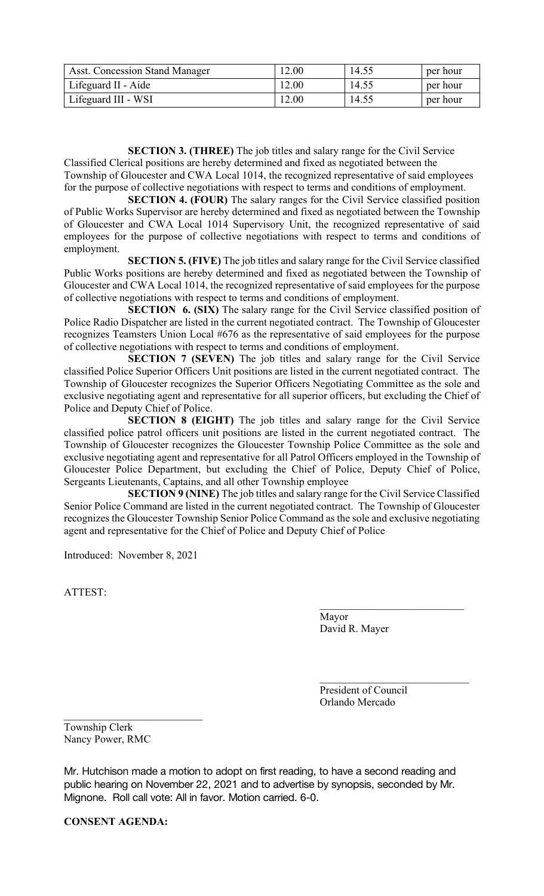| Asst. Concession Stand Manager | 12.00 | 14.55 | per hour |
|---|---|---|---|
| Lifeguard II - Aide | 12.00 | 14.55 | per hour |
| Lifeguard III - WSI | 12.00 | 14.55 | per hour |

**SECTION 3. (THREE)** The job titles and salary range for the Civil Service Classified Clerical positions are hereby determined and fixed as negotiated between the Township of Gloucester and CWA Local 1014, the recognized representative of said employees for the purpose of collective negotiations with respect to terms and conditions of employment.

**SECTION 4. (FOUR)** The salary ranges for the Civil Service classified position of Public Works Supervisor are hereby determined and fixed as negotiated between the Township of Gloucester and CWA Local 1014 Supervisory Unit, the recognized representative of said employees for the purpose of collective negotiations with respect to terms and conditions of employment.

**SECTION 5. (FIVE)** The job titles and salary range for the Civil Service classified Public Works positions are hereby determined and fixed as negotiated between the Township of Gloucester and CWA Local 1014, the recognized representative of said employees for the purpose of collective negotiations with respect to terms and conditions of employment.

**SECTION 6. (SIX)** The salary range for the Civil Service classified position of Police Radio Dispatcher are listed in the current negotiated contract. The Township of Gloucester recognizes Teamsters Union Local #676 as the representative of said employees for the purpose of collective negotiations with respect to terms and conditions of employment.

**SECTION 7 (SEVEN)** The job titles and salary range for the Civil Service classified Police Superior Officers Unit positions are listed in the current negotiated contract. The Township of Gloucester recognizes the Superior Officers Negotiating Committee as the sole and exclusive negotiating agent and representative for all superior officers, but excluding the Chief of Police and Deputy Chief of Police.

**SECTION 8 (EIGHT)** The job titles and salary range for the Civil Service classified police patrol officers unit positions are listed in the current negotiated contract. The Township of Gloucester recognizes the Gloucester Township Police Committee as the sole and exclusive negotiating agent and representative for all Patrol Officers employed in the Township of Gloucester Police Department, but excluding the Chief of Police, Deputy Chief of Police, Sergeants Lieutenants, Captains, and all other Township employee

**SECTION 9 (NINE)** The job titles and salary range for the Civil Service Classified Senior Police Command are listed in the current negotiated contract. The Township of Gloucester recognizes the Gloucester Township Senior Police Command as the sole and exclusive negotiating agent and representative for the Chief of Police and Deputy Chief of Police

Introduced: November 8, 2021

ATTEST:

\_\_\_\_\_\_\_\_\_\_\_\_\_\_\_\_\_\_\_\_\_\_\_\_\_\_\_
Mayor
David R. Mayer

\_\_\_\_\_\_\_\_\_\_\_\_\_\_\_\_\_\_\_\_\_\_\_\_\_\_\_
President of Council
Orlando Mercado

\_\_\_\_\_\_\_\_\_\_\_\_\_\_\_\_\_\_\_\_\_\_\_\_\_\_\_
Township Clerk
Nancy Power, RMC

Mr. Hutchison made a motion to adopt on first reading, to have a second reading and public hearing on November 22, 2021 and to advertise by synopsis, seconded by Mr. Mignone. Roll call vote: All in favor. Motion carried. 6-0.

**CONSENT AGENDA:**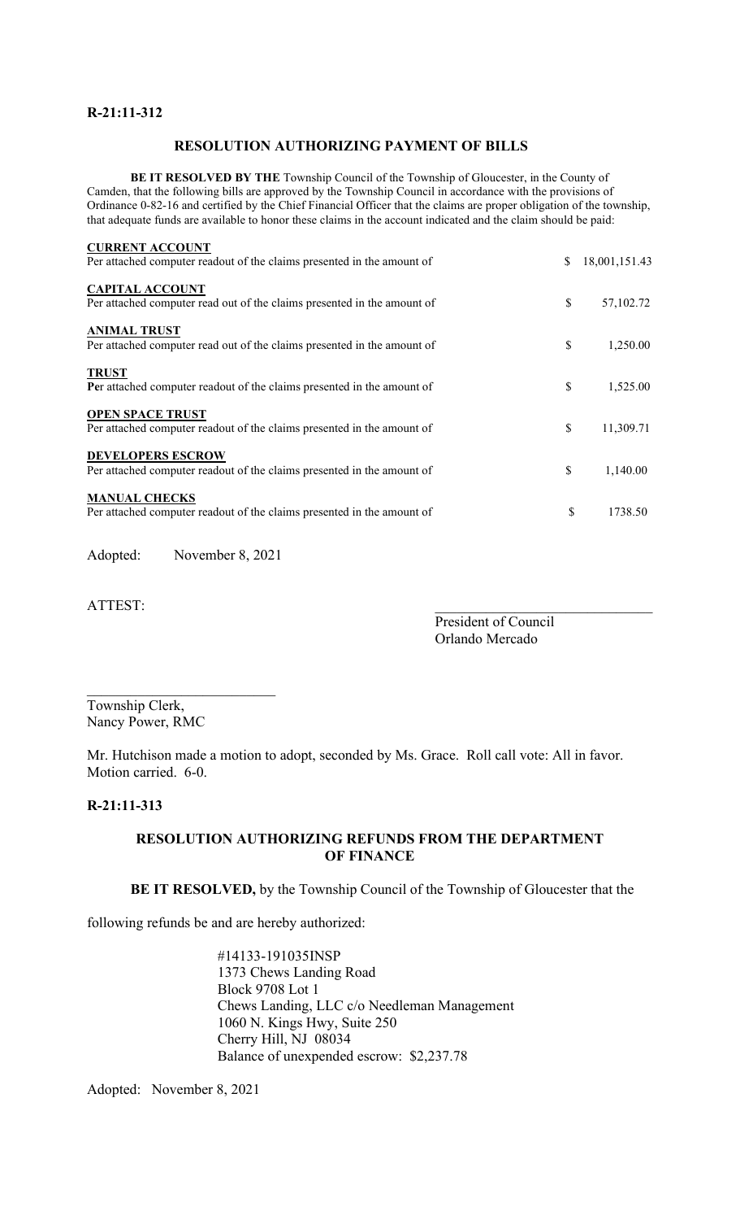**R-21:11-312**

**RESOLUTION AUTHORIZING PAYMENT OF BILLS**

**BE IT RESOLVED BY THE** Township Council of the Township of Gloucester, in the County of Camden, that the following bills are approved by the Township Council in accordance with the provisions of Ordinance 0-82-16 and certified by the Chief Financial Officer that the claims are proper obligation of the township, that adequate funds are available to honor these claims in the account indicated and the claim should be paid:

| | | |
|---|---|---|
| **CURRENT ACCOUNT**<br>Per attached computer readout of the claims presented in the amount of | $ | 18,001,151.43 |
| **CAPITAL ACCOUNT**<br>Per attached computer read out of the claims presented in the amount of | $ | 57,102.72 |
| **ANIMAL TRUST**<br>Per attached computer read out of the claims presented in the amount of | $ | 1,250.00 |
| **TRUST**<br>**Pe**r attached computer readout of the claims presented in the amount of | $ | 1,525.00 |
| **OPEN SPACE TRUST**<br>Per attached computer readout of the claims presented in the amount of | $ | 11,309.71 |
| **DEVELOPERS ESCROW**<br>Per attached computer readout of the claims presented in the amount of | $ | 1,140.00 |
| **MANUAL CHECKS**<br>Per attached computer readout of the claims presented in the amount of | $ | 1738.50 |

Adopted: November 8, 2021

ATTEST:

\_\_\_\_\_\_\_\_\_\_\_\_\_\_\_\_\_\_\_\_\_\_\_\_\_\_\_\_\_\_
President of Council
Orlando Mercado

\_\_\_\_\_\_\_\_\_\_\_\_\_\_\_\_\_\_\_\_\_\_\_\_\_\_\_\_
Township Clerk,
Nancy Power, RMC

Mr. Hutchison made a motion to adopt, seconded by Ms. Grace. Roll call vote: All in favor. Motion carried. 6-0.

**R-21:11-313**

**RESOLUTION AUTHORIZING REFUNDS FROM THE DEPARTMENT OF FINANCE**

**BE IT RESOLVED,** by the Township Council of the Township of Gloucester that the following refunds be and are hereby authorized:

#14133-191035INSP
1373 Chews Landing Road
Block 9708 Lot 1
Chews Landing, LLC c/o Needleman Management
1060 N. Kings Hwy, Suite 250
Cherry Hill, NJ 08034
Balance of unexpended escrow: $2,237.78

Adopted: November 8, 2021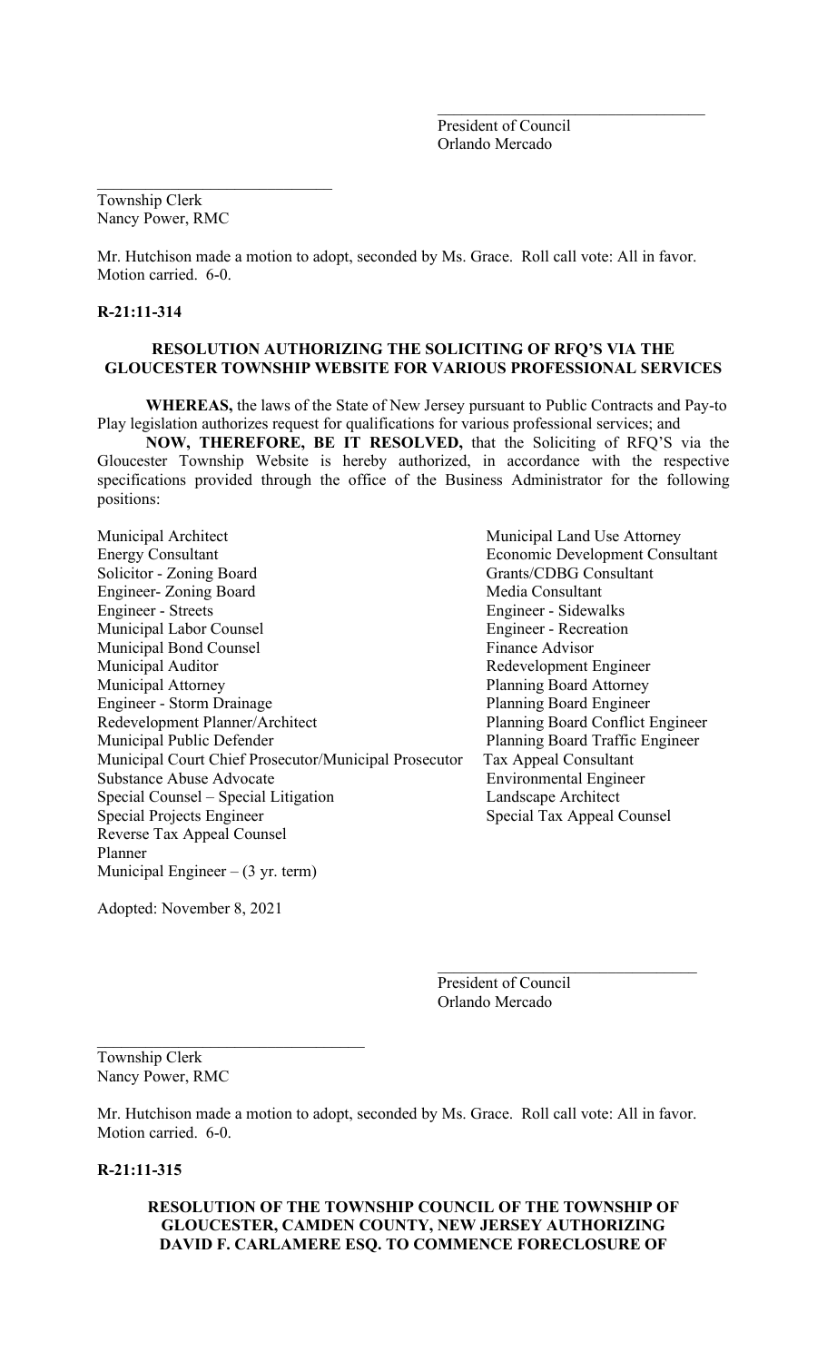\_\_\_\_\_\_\_\_\_\_\_\_\_\_\_\_\_\_\_\_\_\_\_\_\_\_\_\_\_\_\_\_
President of Council
Orlando Mercado

\_\_\_\_\_\_\_\_\_\_\_\_\_\_\_\_\_\_\_\_\_\_\_\_\_\_\_\_\_\_\_\_
Township Clerk
Nancy Power, RMC

Mr. Hutchison made a motion to adopt, seconded by Ms. Grace. Roll call vote: All in favor. Motion carried. 6-0.

**R-21:11-314**

**RESOLUTION AUTHORIZING THE SOLICITING OF RFQ'S VIA THE GLOUCESTER TOWNSHIP WEBSITE FOR VARIOUS PROFESSIONAL SERVICES**

**WHEREAS,** the laws of the State of New Jersey pursuant to Public Contracts and Pay-to Play legislation authorizes request for qualifications for various professional services; and

**NOW, THEREFORE, BE IT RESOLVED,** that the Soliciting of RFQ'S via the Gloucester Township Website is hereby authorized, in accordance with the respective specifications provided through the office of the Business Administrator for the following positions:

Municipal Architect
Energy Consultant
Solicitor - Zoning Board
Engineer- Zoning Board
Engineer - Streets
Municipal Labor Counsel
Municipal Bond Counsel
Municipal Auditor
Municipal Attorney
Engineer - Storm Drainage
Redevelopment Planner/Architect
Municipal Public Defender
Municipal Court Chief Prosecutor/Municipal Prosecutor
Substance Abuse Advocate
Special Counsel – Special Litigation
Special Projects Engineer
Reverse Tax Appeal Counsel
Planner
Municipal Engineer – (3 yr. term)
Municipal Land Use Attorney
Economic Development Consultant
Grants/CDBG Consultant
Media Consultant
Engineer - Sidewalks
Engineer - Recreation
Finance Advisor
Redevelopment Engineer
Planning Board Attorney
Planning Board Engineer
Planning Board Conflict Engineer
Planning Board Traffic Engineer
Tax Appeal Consultant
Environmental Engineer
Landscape Architect
Special Tax Appeal Counsel

Adopted: November 8, 2021

\_\_\_\_\_\_\_\_\_\_\_\_\_\_\_\_\_\_\_\_\_\_\_\_\_\_\_\_\_\_\_\_
President of Council
Orlando Mercado

\_\_\_\_\_\_\_\_\_\_\_\_\_\_\_\_\_\_\_\_\_\_\_\_\_\_\_\_\_\_\_\_
Township Clerk
Nancy Power, RMC

Mr. Hutchison made a motion to adopt, seconded by Ms. Grace. Roll call vote: All in favor. Motion carried. 6-0.

**R-21:11-315**

**RESOLUTION OF THE TOWNSHIP COUNCIL OF THE TOWNSHIP OF GLOUCESTER, CAMDEN COUNTY, NEW JERSEY AUTHORIZING DAVID F. CARLAMERE ESQ. TO COMMENCE FORECLOSURE OF**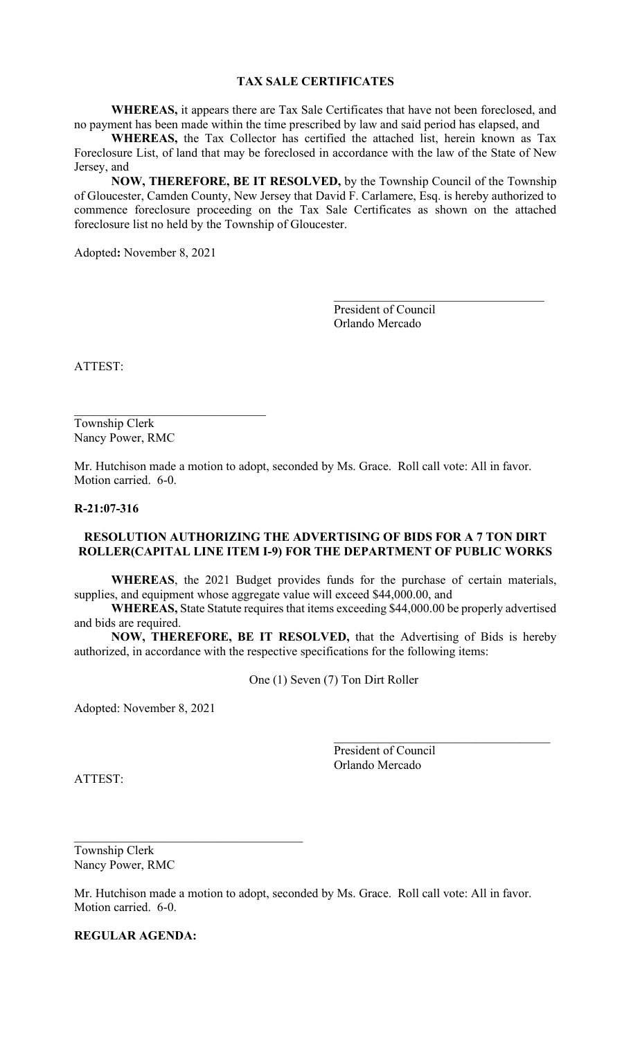**TAX SALE CERTIFICATES**

**WHEREAS,** it appears there are Tax Sale Certificates that have not been foreclosed, and no payment has been made within the time prescribed by law and said period has elapsed, and

**WHEREAS,** the Tax Collector has certified the attached list, herein known as Tax Foreclosure List, of land that may be foreclosed in accordance with the law of the State of New Jersey, and

**NOW, THEREFORE, BE IT RESOLVED,** by the Township Council of the Township of Gloucester, Camden County, New Jersey that David F. Carlamere, Esq. is hereby authorized to commence foreclosure proceeding on the Tax Sale Certificates as shown on the attached foreclosure list no held by the Township of Gloucester.

Adopted**:** November 8, 2021

\_\_\_\_\_\_\_\_\_\_\_\_\_\_\_\_\_\_\_\_\_\_\_\_\_\_\_\_\_\_\_\_\_\_
President of Council
Orlando Mercado

ATTEST:

\_\_\_\_\_\_\_\_\_\_\_\_\_\_\_\_\_\_\_\_\_\_\_\_\_\_\_\_\_\_\_\_
Township Clerk
Nancy Power, RMC

Mr. Hutchison made a motion to adopt, seconded by Ms. Grace. Roll call vote: All in favor. Motion carried. 6-0.

**R-21:07-316**

**RESOLUTION AUTHORIZING THE ADVERTISING OF BIDS FOR A 7 TON DIRT ROLLER(CAPITAL LINE ITEM I-9) FOR THE DEPARTMENT OF PUBLIC WORKS**

**WHEREAS**, the 2021 Budget provides funds for the purchase of certain materials, supplies, and equipment whose aggregate value will exceed $44,000.00, and

**WHEREAS,** State Statute requires that items exceeding $44,000.00 be properly advertised and bids are required.

**NOW, THEREFORE, BE IT RESOLVED,** that the Advertising of Bids is hereby authorized, in accordance with the respective specifications for the following items:

One (1) Seven (7) Ton Dirt Roller

Adopted: November 8, 2021

\_\_\_\_\_\_\_\_\_\_\_\_\_\_\_\_\_\_\_\_\_\_\_\_\_\_\_\_\_\_\_\_\_\_
President of Council
Orlando Mercado

ATTEST:

\_\_\_\_\_\_\_\_\_\_\_\_\_\_\_\_\_\_\_\_\_\_\_\_\_\_\_\_\_\_\_\_\_\_\_\_\_\_
Township Clerk
Nancy Power, RMC

Mr. Hutchison made a motion to adopt, seconded by Ms. Grace. Roll call vote: All in favor. Motion carried. 6-0.

**REGULAR AGENDA:**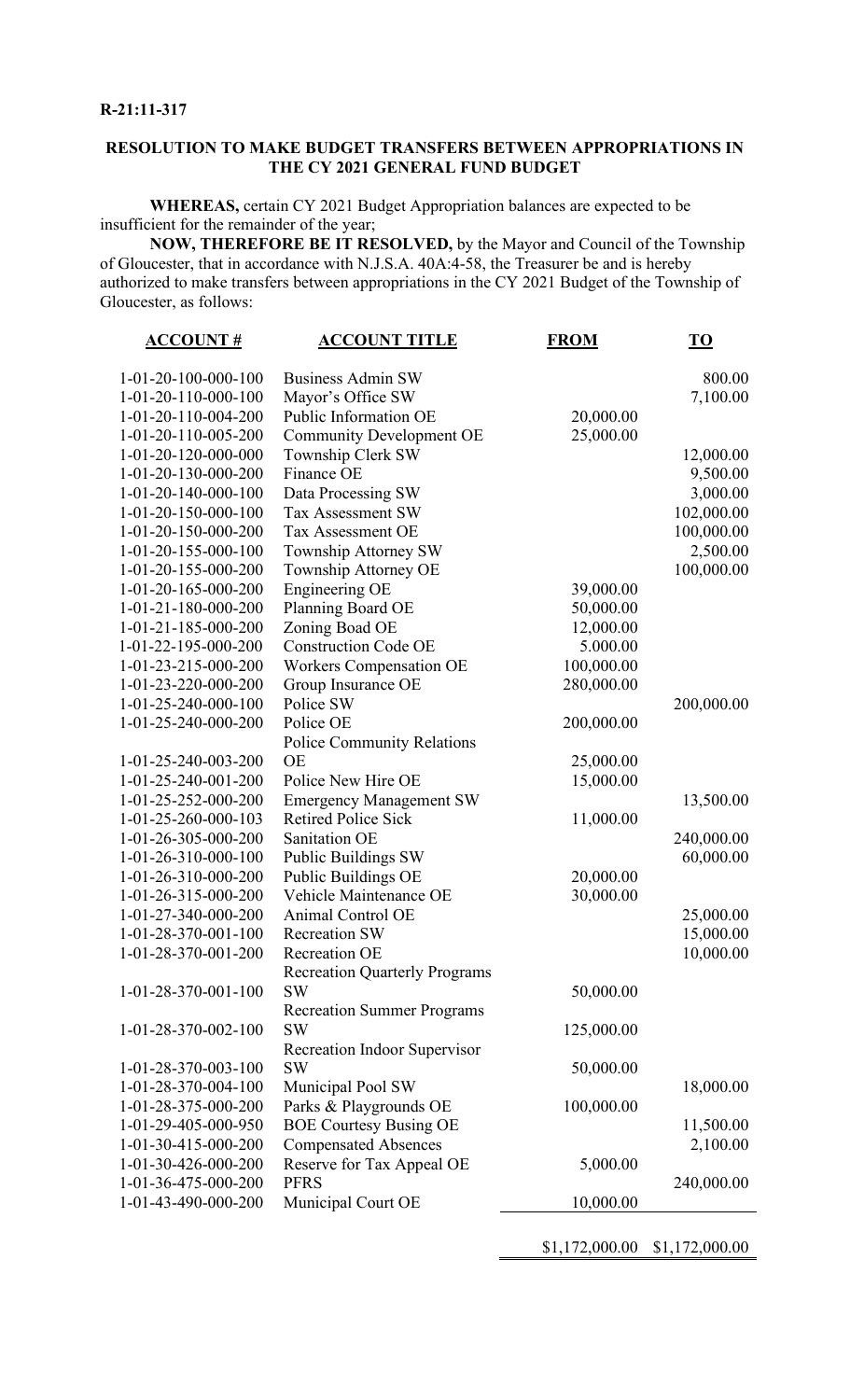**R-21:11-317**

**RESOLUTION TO MAKE BUDGET TRANSFERS BETWEEN APPROPRIATIONS IN THE CY 2021 GENERAL FUND BUDGET**

**WHEREAS,** certain CY 2021 Budget Appropriation balances are expected to be insufficient for the remainder of the year;

**NOW, THEREFORE BE IT RESOLVED,** by the Mayor and Council of the Township of Gloucester, that in accordance with N.J.S.A. 40A:4-58, the Treasurer be and is hereby authorized to make transfers between appropriations in the CY 2021 Budget of the Township of Gloucester, as follows:

| ACCOUNT # | ACCOUNT TITLE | FROM | TO |
|---|---|---|---|
| 1-01-20-100-000-100 | Business Admin SW | | 800.00 |
| 1-01-20-110-000-100 | Mayor's Office SW | | 7,100.00 |
| 1-01-20-110-004-200 | Public Information OE | 20,000.00 | |
| 1-01-20-110-005-200 | Community Development OE | 25,000.00 | |
| 1-01-20-120-000-000 | Township Clerk SW | | 12,000.00 |
| 1-01-20-130-000-200 | Finance OE | | 9,500.00 |
| 1-01-20-140-000-100 | Data Processing SW | | 3,000.00 |
| 1-01-20-150-000-100 | Tax Assessment SW | | 102,000.00 |
| 1-01-20-150-000-200 | Tax Assessment OE | | 100,000.00 |
| 1-01-20-155-000-100 | Township Attorney SW | | 2,500.00 |
| 1-01-20-155-000-200 | Township Attorney OE | | 100,000.00 |
| 1-01-20-165-000-200 | Engineering OE | 39,000.00 | |
| 1-01-21-180-000-200 | Planning Board OE | 50,000.00 | |
| 1-01-21-185-000-200 | Zoning Boad OE | 12,000.00 | |
| 1-01-22-195-000-200 | Construction Code OE | 5.000.00 | |
| 1-01-23-215-000-200 | Workers Compensation OE | 100,000.00 | |
| 1-01-23-220-000-200 | Group Insurance OE | 280,000.00 | |
| 1-01-25-240-000-100 | Police SW | | 200,000.00 |
| 1-01-25-240-000-200 | Police OE | 200,000.00 | |
| 1-01-25-240-003-200 | Police Community Relations OE | 25,000.00 | |
| 1-01-25-240-001-200 | Police New Hire OE | 15,000.00 | |
| 1-01-25-252-000-200 | Emergency Management SW | | 13,500.00 |
| 1-01-25-260-000-103 | Retired Police Sick | 11,000.00 | |
| 1-01-26-305-000-200 | Sanitation OE | | 240,000.00 |
| 1-01-26-310-000-100 | Public Buildings SW | | 60,000.00 |
| 1-01-26-310-000-200 | Public Buildings OE | 20,000.00 | |
| 1-01-26-315-000-200 | Vehicle Maintenance OE | 30,000.00 | |
| 1-01-27-340-000-200 | Animal Control OE | | 25,000.00 |
| 1-01-28-370-001-100 | Recreation SW | | 15,000.00 |
| 1-01-28-370-001-200 | Recreation OE | | 10,000.00 |
| 1-01-28-370-001-100 | Recreation Quarterly Programs SW | 50,000.00 | |
| 1-01-28-370-002-100 | Recreation Summer Programs SW | 125,000.00 | |
| 1-01-28-370-003-100 | Recreation Indoor Supervisor SW | 50,000.00 | |
| 1-01-28-370-004-100 | Municipal Pool SW | | 18,000.00 |
| 1-01-28-375-000-200 | Parks & Playgrounds OE | 100,000.00 | |
| 1-01-29-405-000-950 | BOE Courtesy Busing OE | | 11,500.00 |
| 1-01-30-415-000-200 | Compensated Absences | | 2,100.00 |
| 1-01-30-426-000-200 | Reserve for Tax Appeal OE | 5,000.00 | |
| 1-01-36-475-000-200 | PFRS | | 240,000.00 |
| 1-01-43-490-000-200 | Municipal Court OE | 10,000.00 | |
| | | $1,172,000.00 | $1,172,000.00 |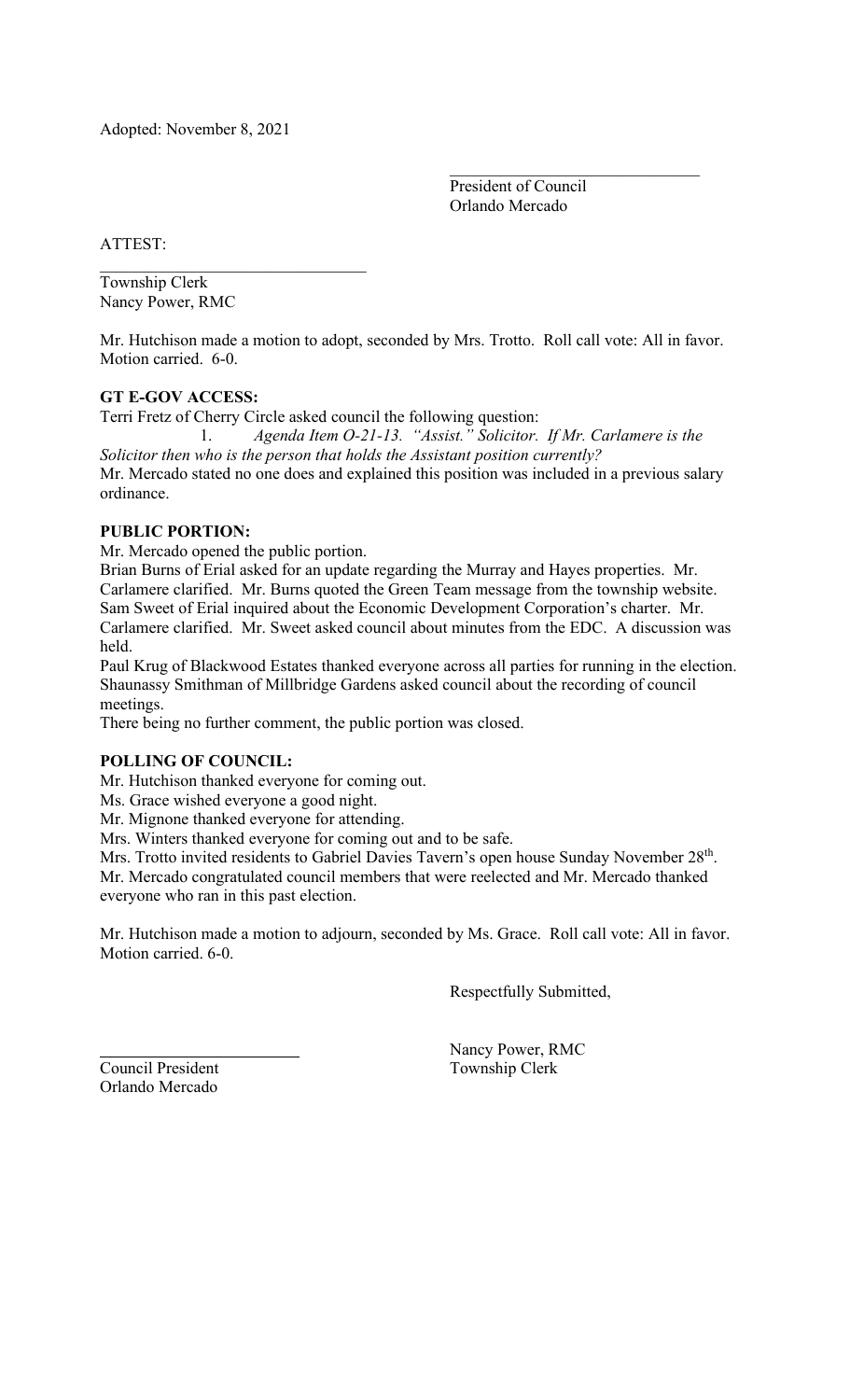Adopted: November 8, 2021

\_\_\_\_\_\_\_\_\_\_\_\_\_\_\_\_\_\_\_\_\_\_\_\_\_\_\_\_\_\_

President of Council
Orlando Mercado

ATTEST:

\_\_\_\_\_\_\_\_\_\_\_\_\_\_\_\_\_\_\_\_\_\_\_\_\_\_\_\_\_\_

Township Clerk
Nancy Power, RMC

Mr. Hutchison made a motion to adopt, seconded by Mrs. Trotto. Roll call vote: All in favor. Motion carried. 6-0.

**GT E-GOV ACCESS:**

Terri Fretz of Cherry Circle asked council the following question:

1. *Agenda Item O-21-13. "Assist." Solicitor. If Mr. Carlamere is the Solicitor then who is the person that holds the Assistant position currently?*

Mr. Mercado stated no one does and explained this position was included in a previous salary ordinance.

**PUBLIC PORTION:**

Mr. Mercado opened the public portion.

Brian Burns of Erial asked for an update regarding the Murray and Hayes properties. Mr. Carlamere clarified. Mr. Burns quoted the Green Team message from the township website.

Sam Sweet of Erial inquired about the Economic Development Corporation's charter. Mr. Carlamere clarified. Mr. Sweet asked council about minutes from the EDC. A discussion was held.

Paul Krug of Blackwood Estates thanked everyone across all parties for running in the election.

Shaunassy Smithman of Millbridge Gardens asked council about the recording of council meetings.

There being no further comment, the public portion was closed.

**POLLING OF COUNCIL:**

Mr. Hutchison thanked everyone for coming out.

Ms. Grace wished everyone a good night.

Mr. Mignone thanked everyone for attending.

Mrs. Winters thanked everyone for coming out and to be safe.

Mrs. Trotto invited residents to Gabriel Davies Tavern's open house Sunday November 28th.

Mr. Mercado congratulated council members that were reelected and Mr. Mercado thanked everyone who ran in this past election.

Mr. Hutchison made a motion to adjourn, seconded by Ms. Grace. Roll call vote: All in favor. Motion carried. 6-0.

Respectfully Submitted,

Nancy Power, RMC
Township Clerk

\_\_\_\_\_\_\_\_\_\_\_\_\_\_\_\_\_\_\_\_\_\_\_\_

Council President
Orlando Mercado